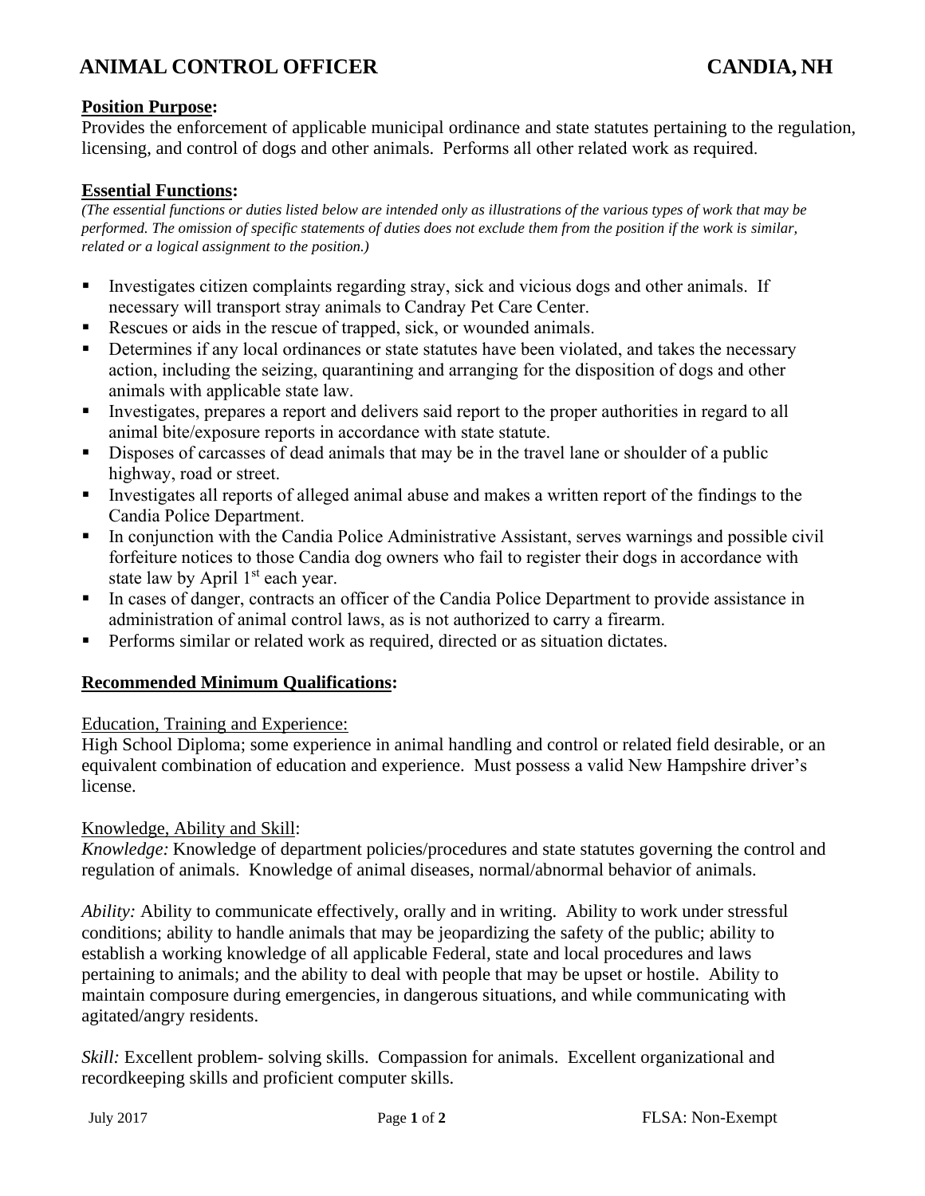# ANIMAL CONTROL OFFICER — CANDIA, NH

**Position Purpose:**

Provides the enforcement of applicable municipal ordinance and state statutes pertaining to the regulation, licensing, and control of dogs and other animals. Performs all other related work as required.

**Essential Functions:**

*(The essential functions or duties listed below are intended only as illustrations of the various types of work that may be performed. The omission of specific statements of duties does not exclude them from the position if the work is similar, related or a logical assignment to the position.)*

- Investigates citizen complaints regarding stray, sick and vicious dogs and other animals. If necessary will transport stray animals to Candray Pet Care Center.
- Rescues or aids in the rescue of trapped, sick, or wounded animals.
- Determines if any local ordinances or state statutes have been violated, and takes the necessary action, including the seizing, quarantining and arranging for the disposition of dogs and other animals with applicable state law.
- Investigates, prepares a report and delivers said report to the proper authorities in regard to all animal bite/exposure reports in accordance with state statute.
- Disposes of carcasses of dead animals that may be in the travel lane or shoulder of a public highway, road or street.
- Investigates all reports of alleged animal abuse and makes a written report of the findings to the Candia Police Department.
- In conjunction with the Candia Police Administrative Assistant, serves warnings and possible civil forfeiture notices to those Candia dog owners who fail to register their dogs in accordance with state law by April 1st each year.
- In cases of danger, contracts an officer of the Candia Police Department to provide assistance in administration of animal control laws, as is not authorized to carry a firearm.
- Performs similar or related work as required, directed or as situation dictates.

**Recommended Minimum Qualifications:**

Education, Training and Experience:

High School Diploma; some experience in animal handling and control or related field desirable, or an equivalent combination of education and experience. Must possess a valid New Hampshire driver's license.

Knowledge, Ability and Skill:

*Knowledge:* Knowledge of department policies/procedures and state statutes governing the control and regulation of animals. Knowledge of animal diseases, normal/abnormal behavior of animals.

*Ability:* Ability to communicate effectively, orally and in writing. Ability to work under stressful conditions; ability to handle animals that may be jeopardizing the safety of the public; ability to establish a working knowledge of all applicable Federal, state and local procedures and laws pertaining to animals; and the ability to deal with people that may be upset or hostile. Ability to maintain composure during emergencies, in dangerous situations, and while communicating with agitated/angry residents.

*Skill:* Excellent problem- solving skills. Compassion for animals. Excellent organizational and recordkeeping skills and proficient computer skills.

July 2017 — FLSA: Non-Exempt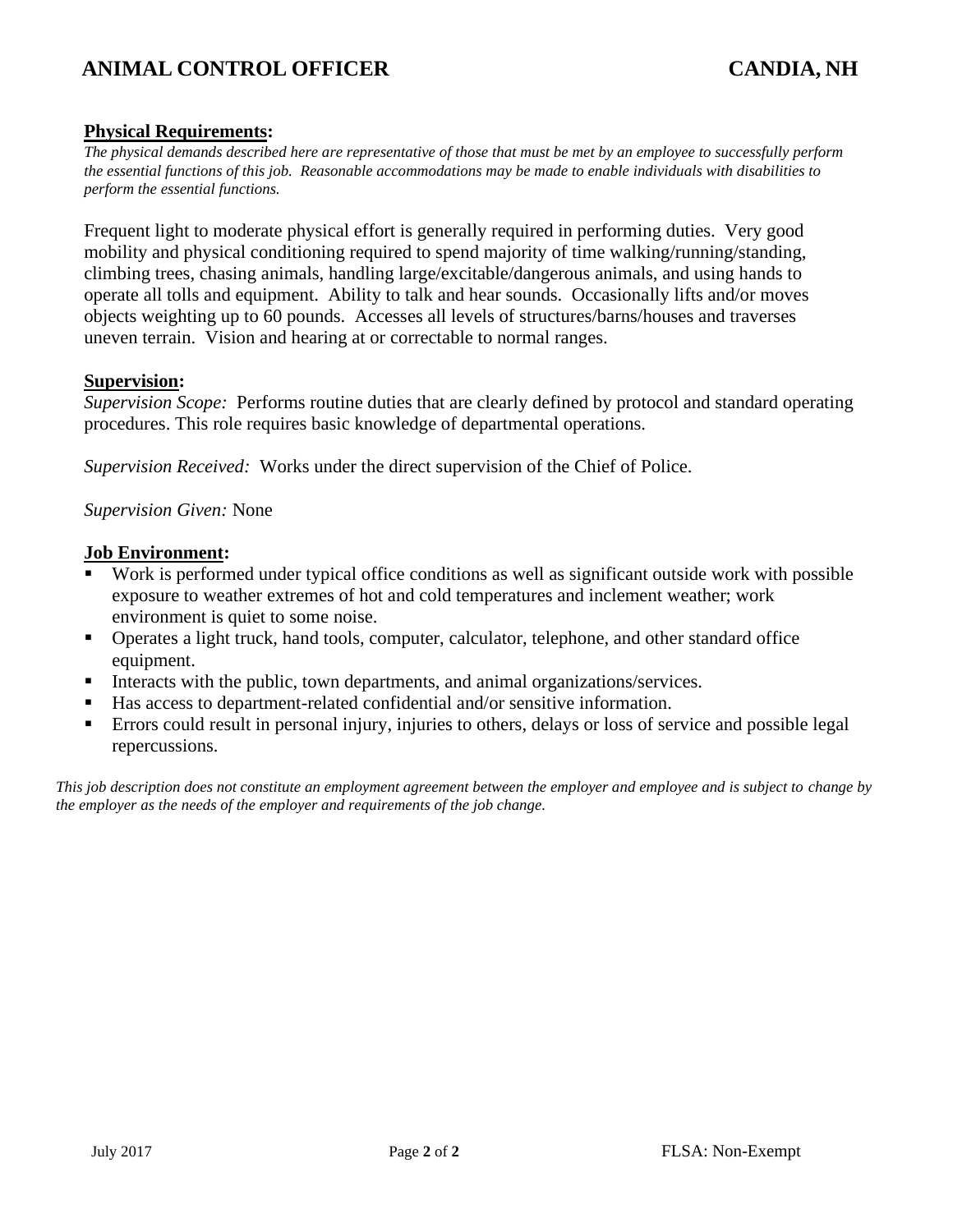**Physical Requirements:**

*The physical demands described here are representative of those that must be met by an employee to successfully perform the essential functions of this job. Reasonable accommodations may be made to enable individuals with disabilities to perform the essential functions.*

Frequent light to moderate physical effort is generally required in performing duties. Very good mobility and physical conditioning required to spend majority of time walking/running/standing, climbing trees, chasing animals, handling large/excitable/dangerous animals, and using hands to operate all tolls and equipment. Ability to talk and hear sounds. Occasionally lifts and/or moves objects weighting up to 60 pounds. Accesses all levels of structures/barns/houses and traverses uneven terrain. Vision and hearing at or correctable to normal ranges.

**Supervision:**

*Supervision Scope:* Performs routine duties that are clearly defined by protocol and standard operating procedures. This role requires basic knowledge of departmental operations.

*Supervision Received:* Works under the direct supervision of the Chief of Police.

*Supervision Given:* None

**Job Environment:**

- Work is performed under typical office conditions as well as significant outside work with possible exposure to weather extremes of hot and cold temperatures and inclement weather; work environment is quiet to some noise.
- Operates a light truck, hand tools, computer, calculator, telephone, and other standard office equipment.
- Interacts with the public, town departments, and animal organizations/services.
- Has access to department-related confidential and/or sensitive information.
- Errors could result in personal injury, injuries to others, delays or loss of service and possible legal repercussions.

*This job description does not constitute an employment agreement between the employer and employee and is subject to change by the employer as the needs of the employer and requirements of the job change.*